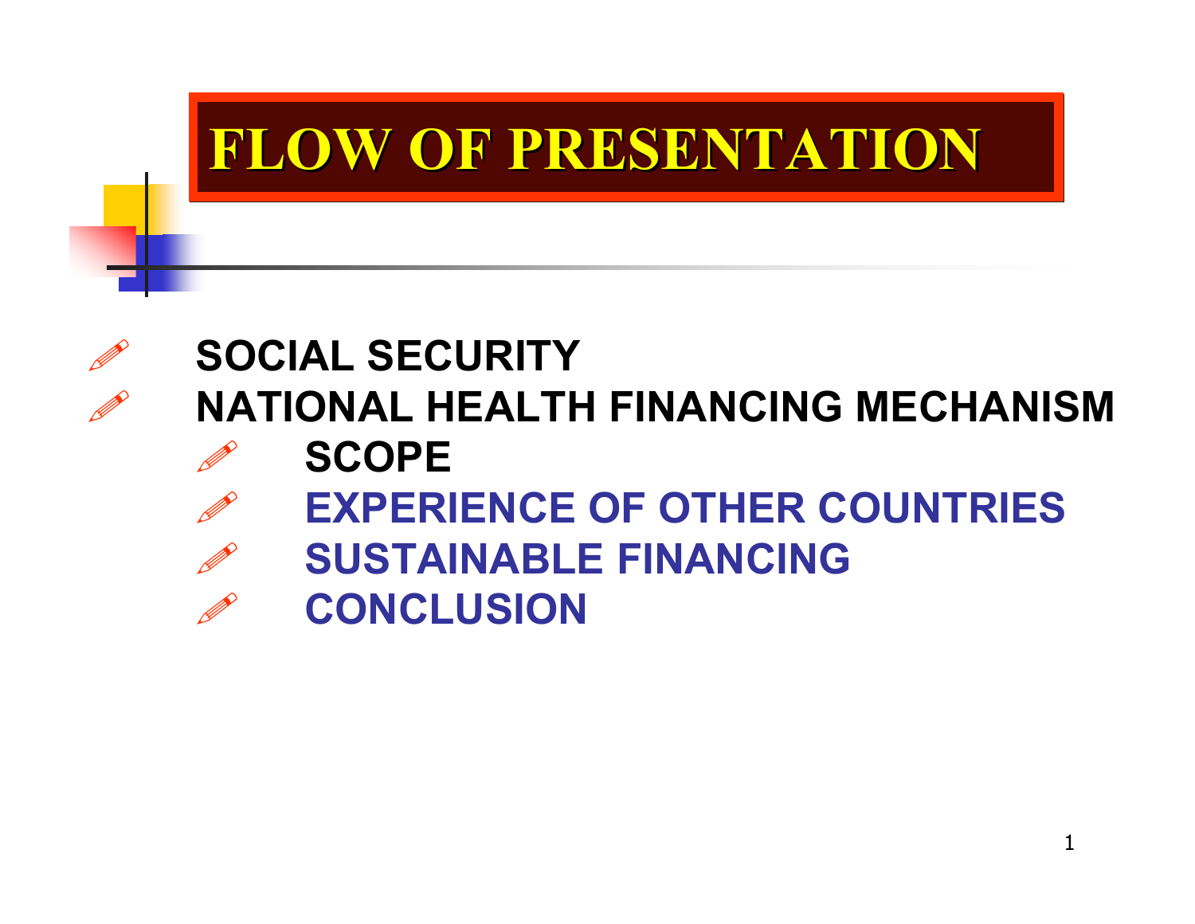# FLOW OF PRESENTATION

- **SOCIAL SECURITY**
- **NATIONAL HEALTH FINANCING MECHANISM**
  - **SCOPE**
  - **EXPERIENCE OF OTHER COUNTRIES**
  - **SUSTAINABLE FINANCING**
  - **CONCLUSION**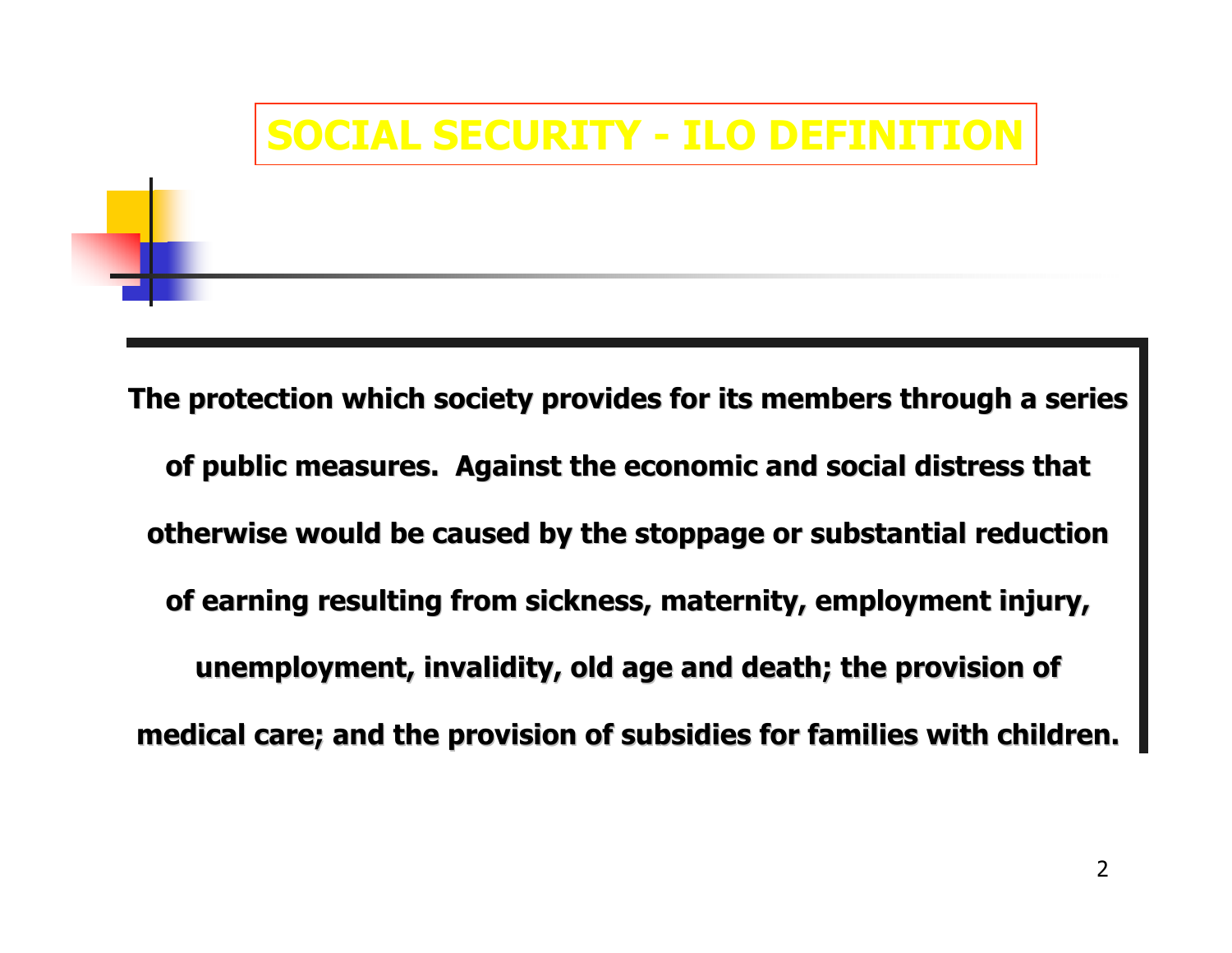# SOCIAL SECURITY - ILO DEFINITION

**The protection which society provides for its members through a series of public measures. Against the economic and social distress that otherwise would be caused by the stoppage or substantial reduction of earning resulting from sickness, maternity, employment injury, unemployment, invalidity, old age and death; the provision of medical care; and the provision of subsidies for families with children.**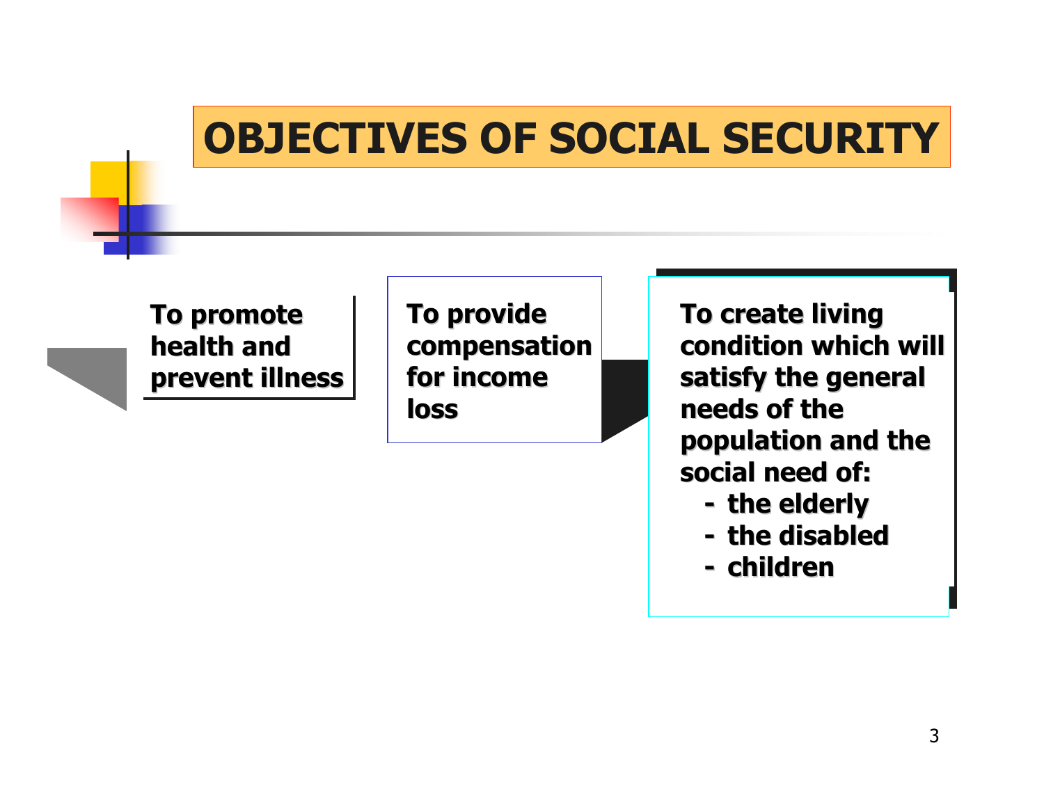# OBJECTIVES OF SOCIAL SECURITY

**To promote health and prevent illness**

**To provide compensation for income loss**

**To create living condition which will satisfy the general needs of the population and the social need of:**

- **the elderly**
- **the disabled**
- **children**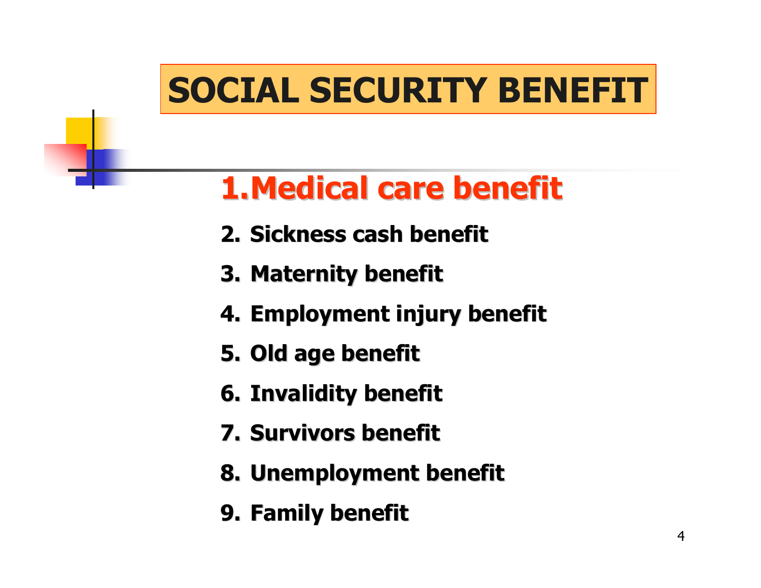# SOCIAL SECURITY BENEFIT

1. **Medical care benefit**
2. **Sickness cash benefit**
3. **Maternity benefit**
4. **Employment injury benefit**
5. **Old age benefit**
6. **Invalidity benefit**
7. **Survivors benefit**
8. **Unemployment benefit**
9. **Family benefit**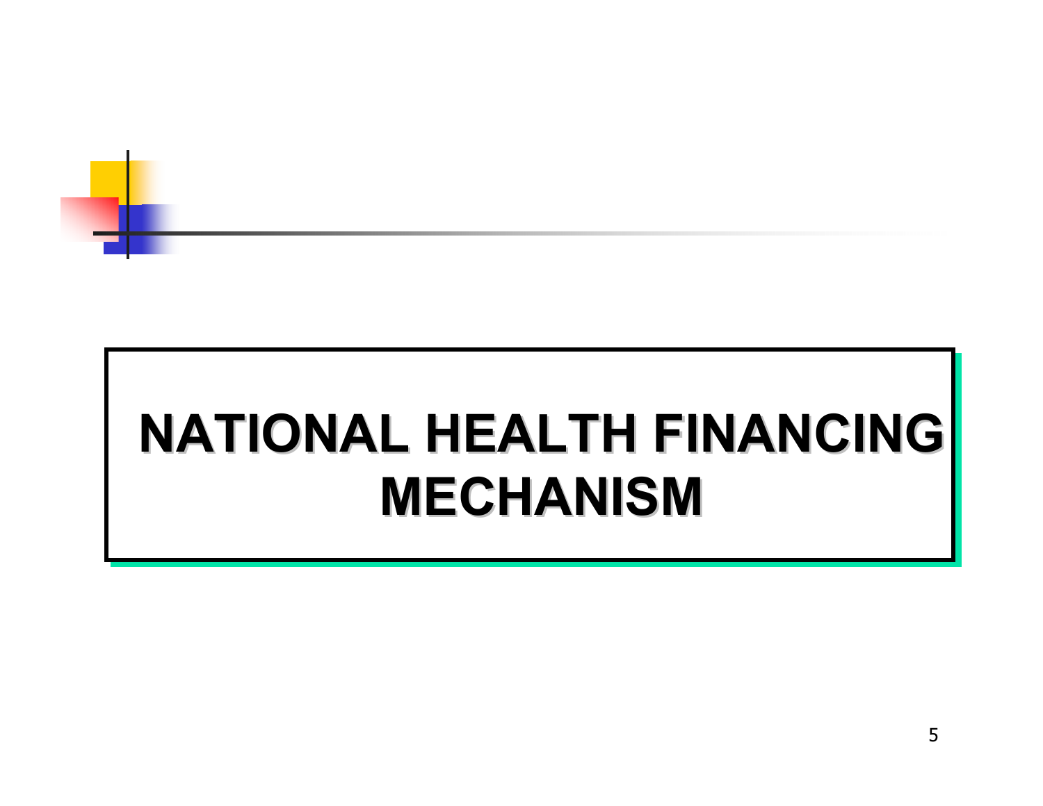# NATIONAL HEALTH FINANCING MECHANISM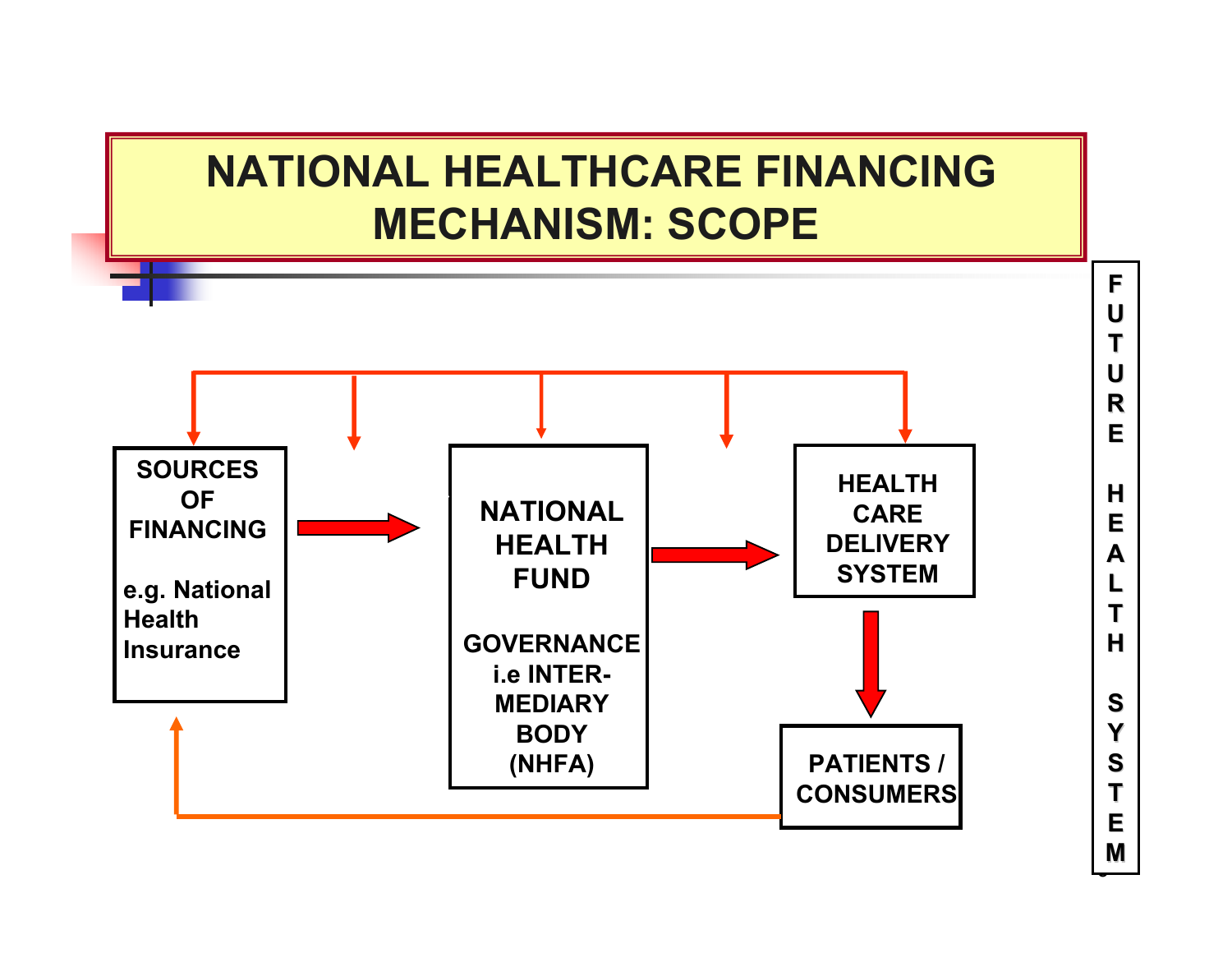# NATIONAL HEALTHCARE FINANCING MECHANISM: SCOPE

SOURCES OF FINANCING

e.g. National Health Insurance

NATIONAL HEALTH FUND

GOVERNANCE i.e INTER-MEDIARY BODY (NHFA)

HEALTH CARE DELIVERY SYSTEM

PATIENTS / CONSUMERS

FUTURE HEALTH SYSTEM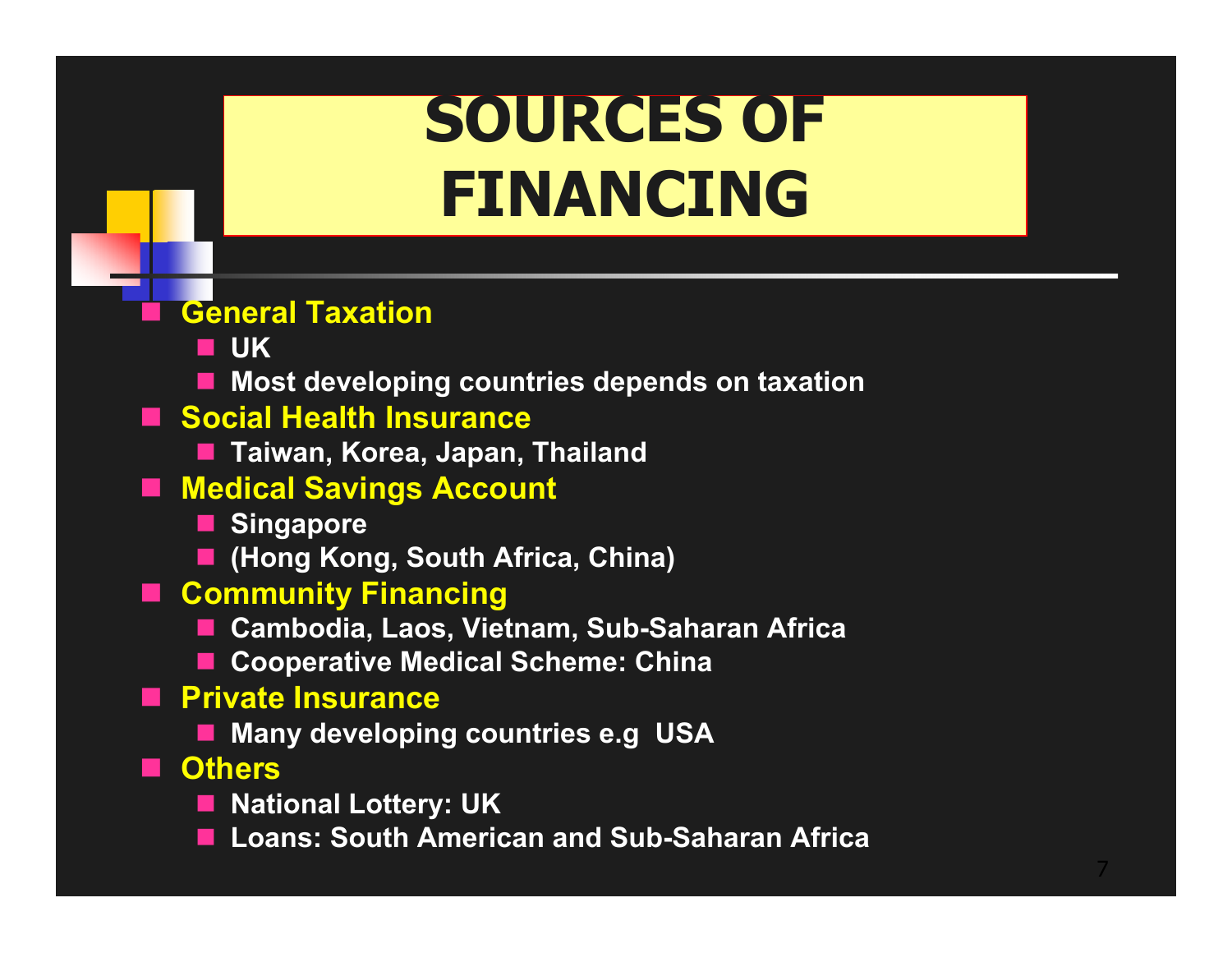# SOURCES OF FINANCING

- **General Taxation**
  - UK
  - Most developing countries depends on taxation
- **Social Health Insurance**
  - Taiwan, Korea, Japan, Thailand
- **Medical Savings Account**
  - Singapore
  - (Hong Kong, South Africa, China)
- **Community Financing**
  - Cambodia, Laos, Vietnam, Sub-Saharan Africa
  - Cooperative Medical Scheme: China
- **Private Insurance**
  - Many developing countries e.g USA
- **Others**
  - National Lottery: UK
  - Loans: South American and Sub-Saharan Africa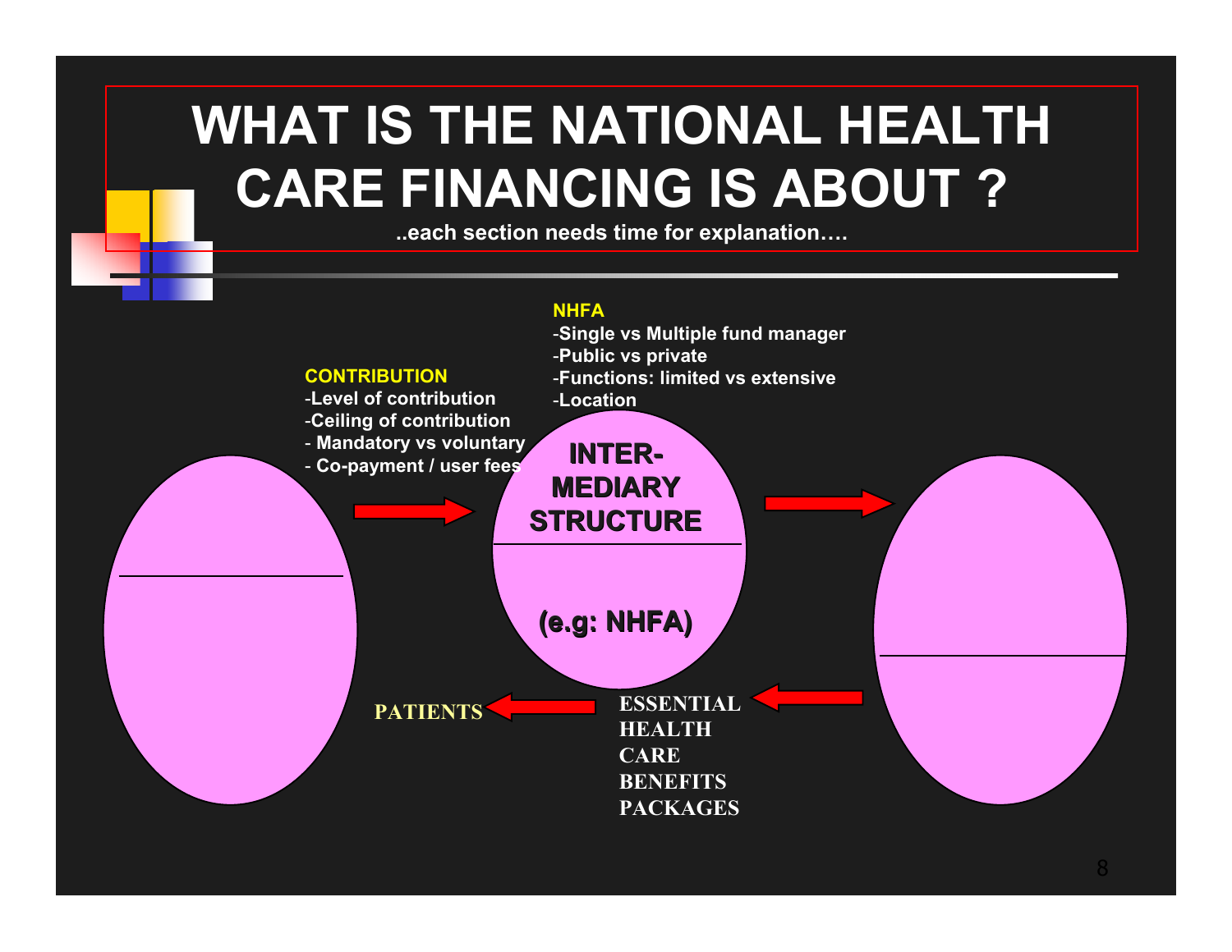# WHAT IS THE NATIONAL HEALTH CARE FINANCING IS ABOUT ?

..each section needs time for explanation….

**NHFA**

- -Single vs Multiple fund manager
- -Public vs private
- -Functions: limited vs extensive
- -Location

**CONTRIBUTION**

- -Level of contribution
- -Ceiling of contribution
- - Mandatory vs voluntary
- - Co-payment / user fees

**INTER-MEDIARY STRUCTURE**

**(e.g: NHFA)**

**PATIENTS**

**ESSENTIAL HEALTH CARE BENEFITS PACKAGES**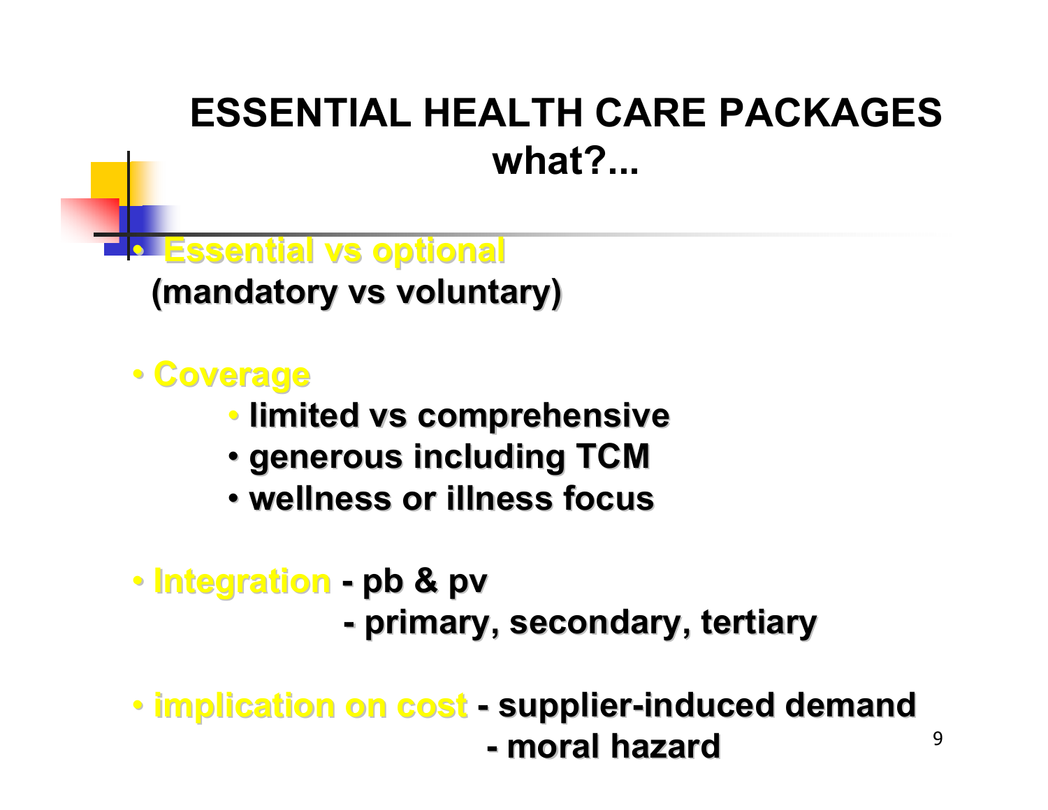# ESSENTIAL HEALTH CARE PACKAGES
## what?...

- **Essential vs optional**
  **(mandatory vs voluntary)**

- **Coverage**
  - **limited vs comprehensive**
  - **generous including TCM**
  - **wellness or illness focus**

- **Integration** **- pb & pv**
  **- primary, secondary, tertiary**

- **implication on cost** **- supplier-induced demand**
  **- moral hazard**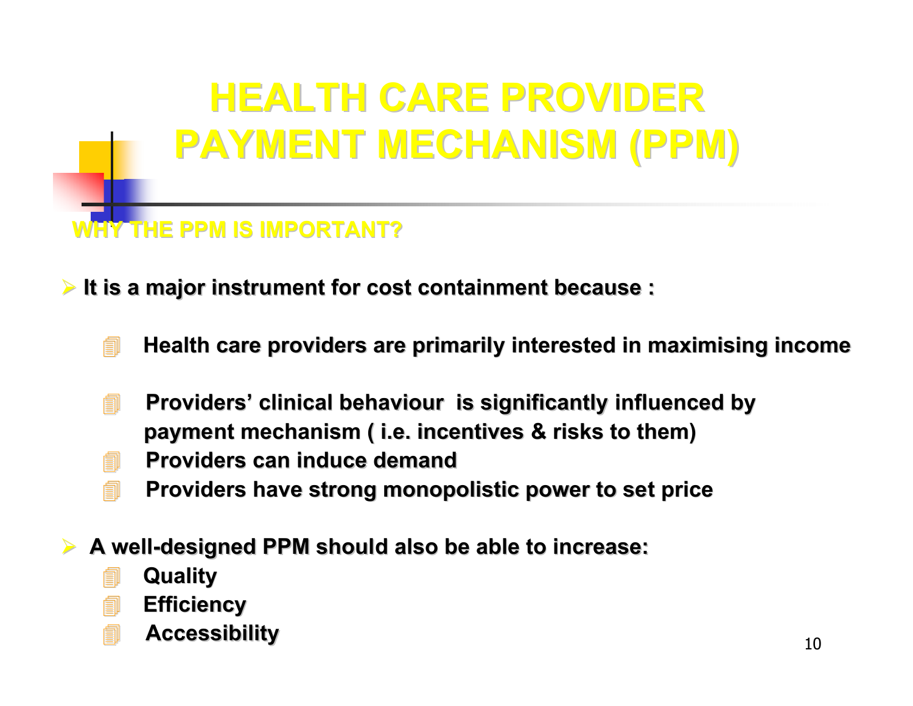# HEALTH CARE PROVIDER PAYMENT MECHANISM (PPM)

## WHY THE PPM IS IMPORTANT?

- **It is a major instrument for cost containment because :**
  - **Health care providers are primarily interested in maximising income**
  - **Providers' clinical behaviour is significantly influenced by payment mechanism ( i.e. incentives & risks to them)**
  - **Providers can induce demand**
  - **Providers have strong monopolistic power to set price**

- **A well-designed PPM should also be able to increase:**
  - **Quality**
  - **Efficiency**
  - **Accessibility**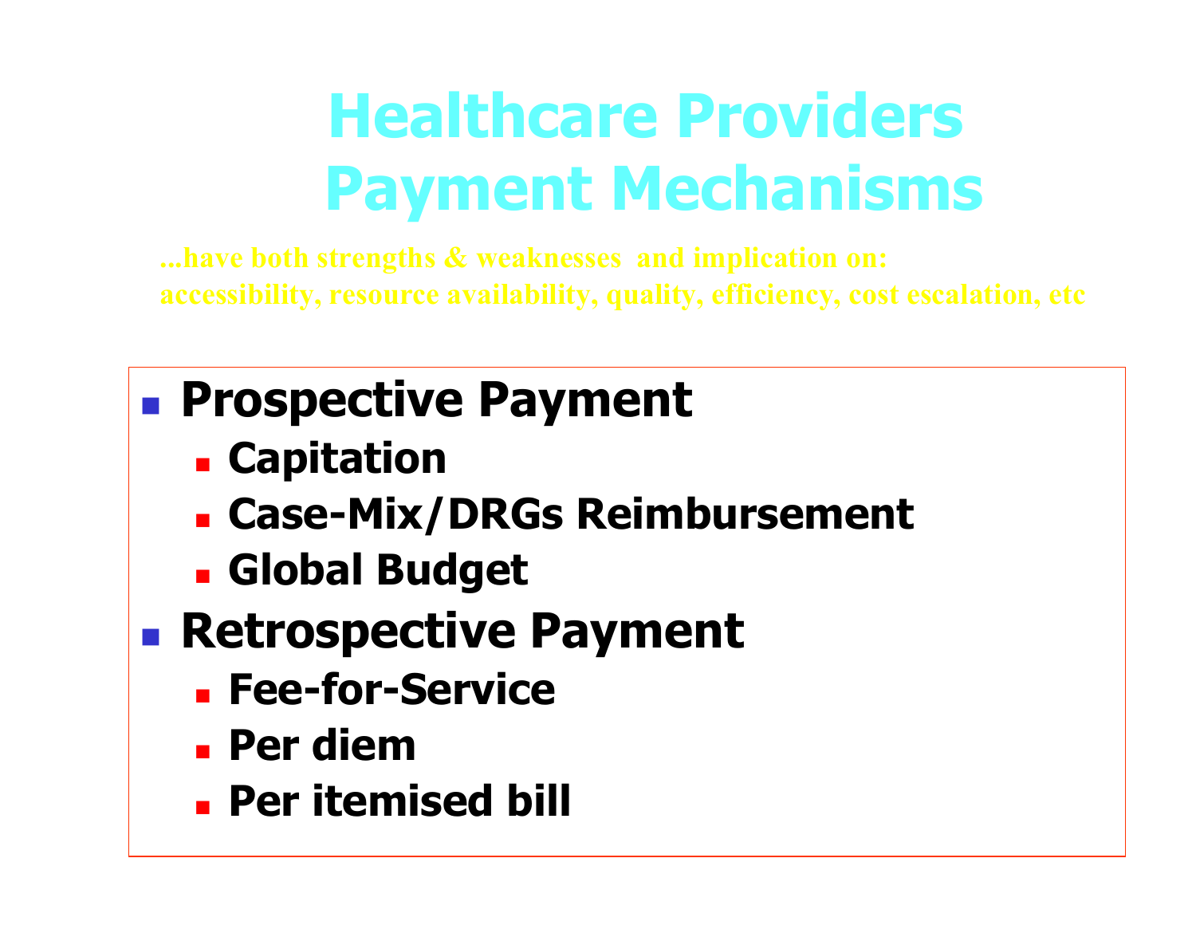# Healthcare Providers Payment Mechanisms

**...have both strengths & weaknesses and implication on: accessibility, resource availability, quality, efficiency, cost escalation, etc**

- **Prospective Payment**
  - **Capitation**
  - **Case-Mix/DRGs Reimbursement**
  - **Global Budget**
- **Retrospective Payment**
  - **Fee-for-Service**
  - **Per diem**
  - **Per itemised bill**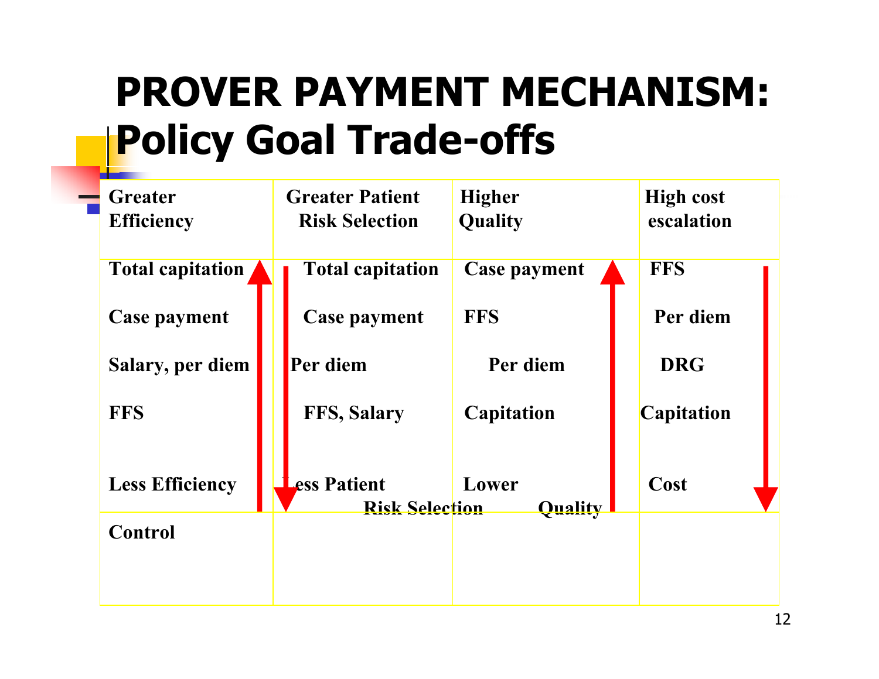# PROVER PAYMENT MECHANISM: Policy Goal Trade-offs

| Greater Efficiency | Greater Patient Risk Selection | Higher Quality | High cost escalation |
|---|---|---|---|
| Total capitation | Total capitation | Case payment | FFS |
| Case payment | Case payment | FFS | Per diem |
| Salary, per diem | Per diem | Per diem | DRG |
| FFS | FFS, Salary | Capitation | Capitation |
| Less Efficiency | Less Patient Risk Selection | Lower Quality | Cost |
| Control | | | |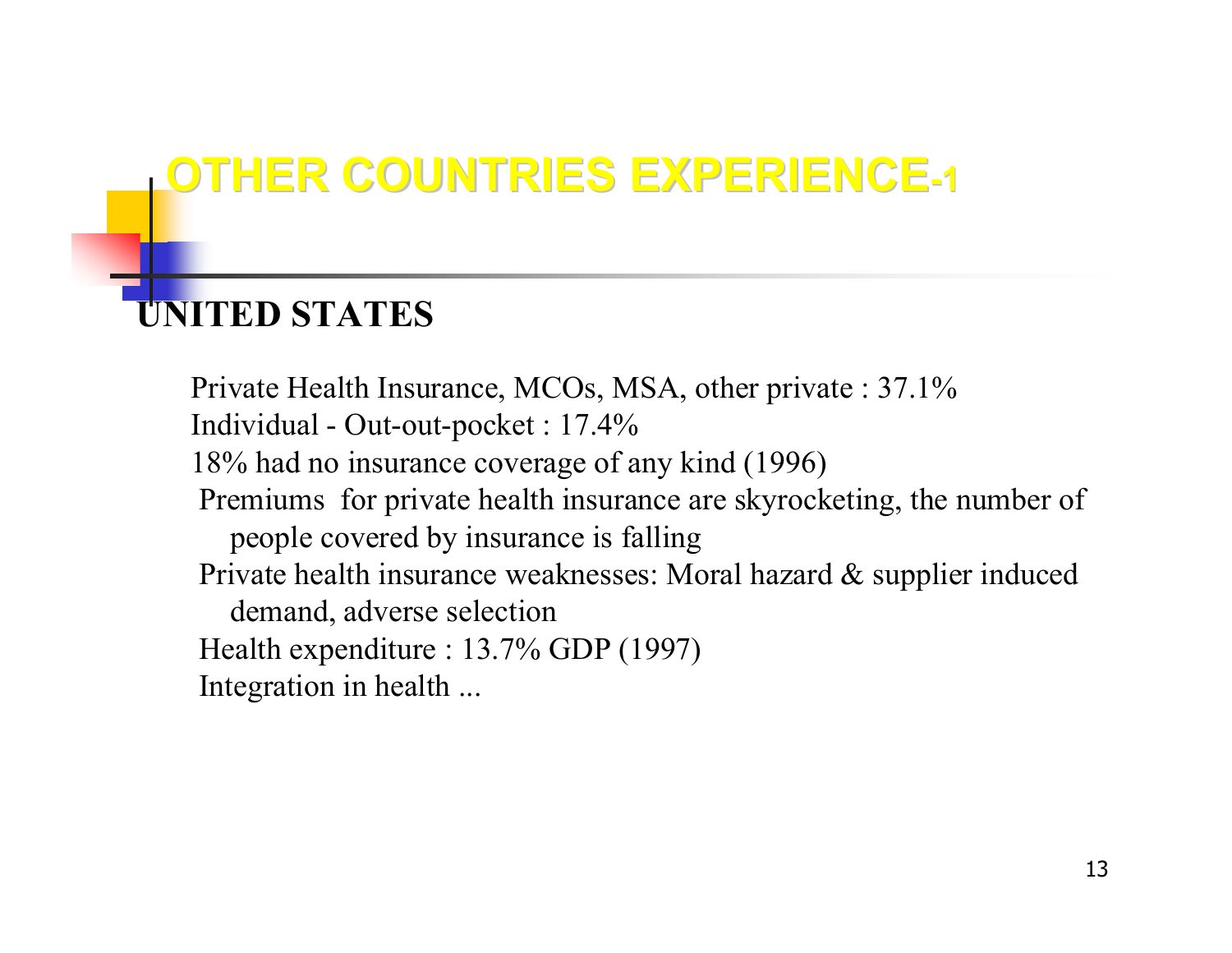# OTHER COUNTRIES EXPERIENCE-1

## UNITED STATES

Private Health Insurance, MCOs, MSA, other private : 37.1%
Individual - Out-out-pocket : 17.4%
18% had no insurance coverage of any kind (1996)
Premiums for private health insurance are skyrocketing, the number of people covered by insurance is falling
Private health insurance weaknesses: Moral hazard & supplier induced demand, adverse selection
Health expenditure : 13.7% GDP (1997)
Integration in health ...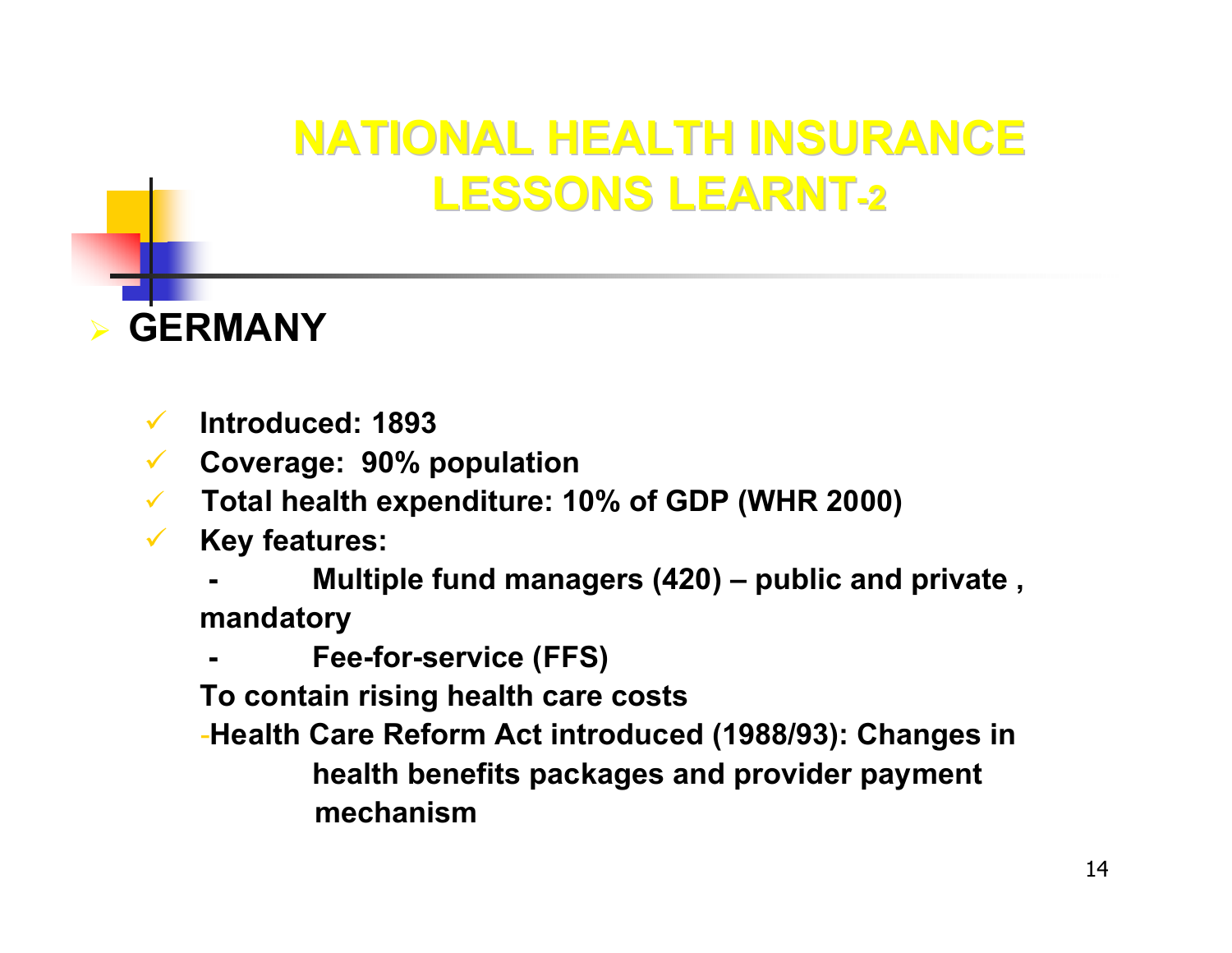# NATIONAL HEALTH INSURANCE LESSONS LEARNT-2

## GERMANY

- **Introduced: 1893**
- **Coverage: 90% population**
- **Total health expenditure: 10% of GDP (WHR 2000)**
- **Key features:**
  - **Multiple fund managers (420) – public and private , mandatory**
  - **Fee-for-service (FFS)**

  **To contain rising health care costs**

  - **Health Care Reform Act introduced (1988/93): Changes in health benefits packages and provider payment mechanism**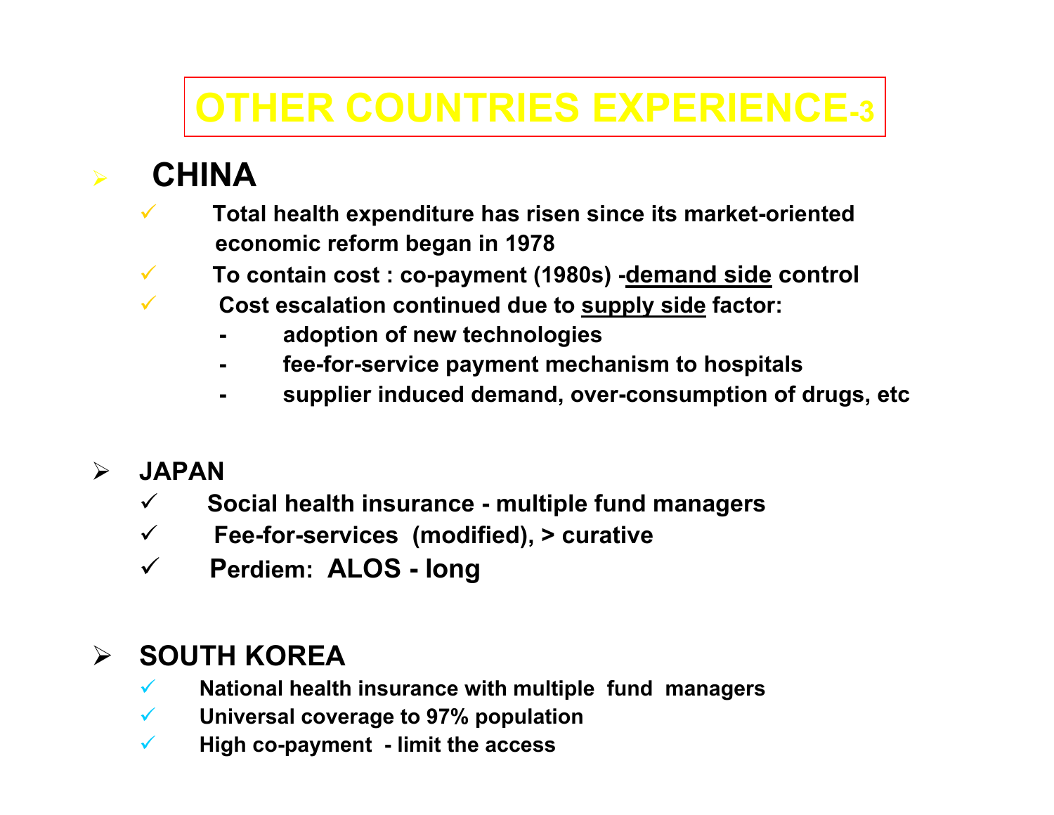# OTHER COUNTRIES EXPERIENCE-3

- **CHINA**
  - Total health expenditure has risen since its market-oriented economic reform began in 1978
  - To contain cost : co-payment (1980s) -<u>demand side</u> control
  - Cost escalation continued due to <u>supply side</u> factor:
    - adoption of new technologies
    - fee-for-service payment mechanism to hospitals
    - supplier induced demand, over-consumption of drugs, etc

- **JAPAN**
  - Social health insurance - multiple fund managers
  - Fee-for-services (modified), > curative
  - Perdiem: ALOS - long

- **SOUTH KOREA**
  - National health insurance with multiple fund managers
  - Universal coverage to 97% population
  - High co-payment - limit the access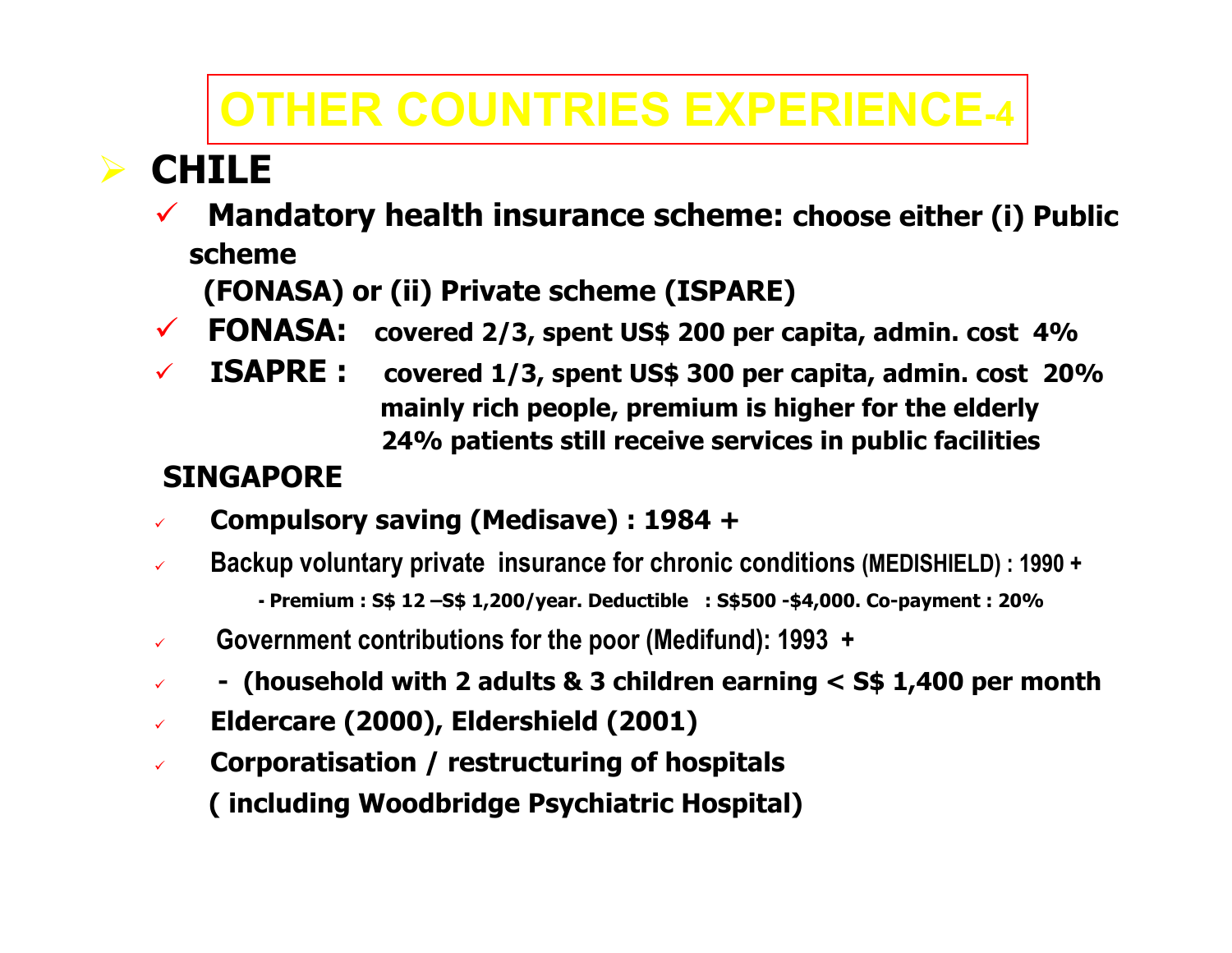# OTHER COUNTRIES EXPERIENCE-4

- **CHILE**
  - **Mandatory health insurance scheme: choose either (i) Public scheme (FONASA) or (ii) Private scheme (ISPARE)**
  - **FONASA: covered 2/3, spent US$ 200 per capita, admin. cost 4%**
  - **ISAPRE : covered 1/3, spent US$ 300 per capita, admin. cost 20%**
    **mainly rich people, premium is higher for the elderly**
    **24% patients still receive services in public facilities**

**SINGAPORE**

- **Compulsory saving (Medisave) : 1984 +**
- Backup voluntary private insurance for chronic conditions (MEDISHIELD) : 1990 +
  - **- Premium : S$ 12 –S$ 1,200/year. Deductible : S$500 -$4,000. Co-payment : 20%**
- Government contributions for the poor (Medifund): 1993 +
- **- (household with 2 adults & 3 children earning < S$ 1,400 per month**
- **Eldercare (2000), Eldershield (2001)**
- **Corporatisation / restructuring of hospitals ( including Woodbridge Psychiatric Hospital)**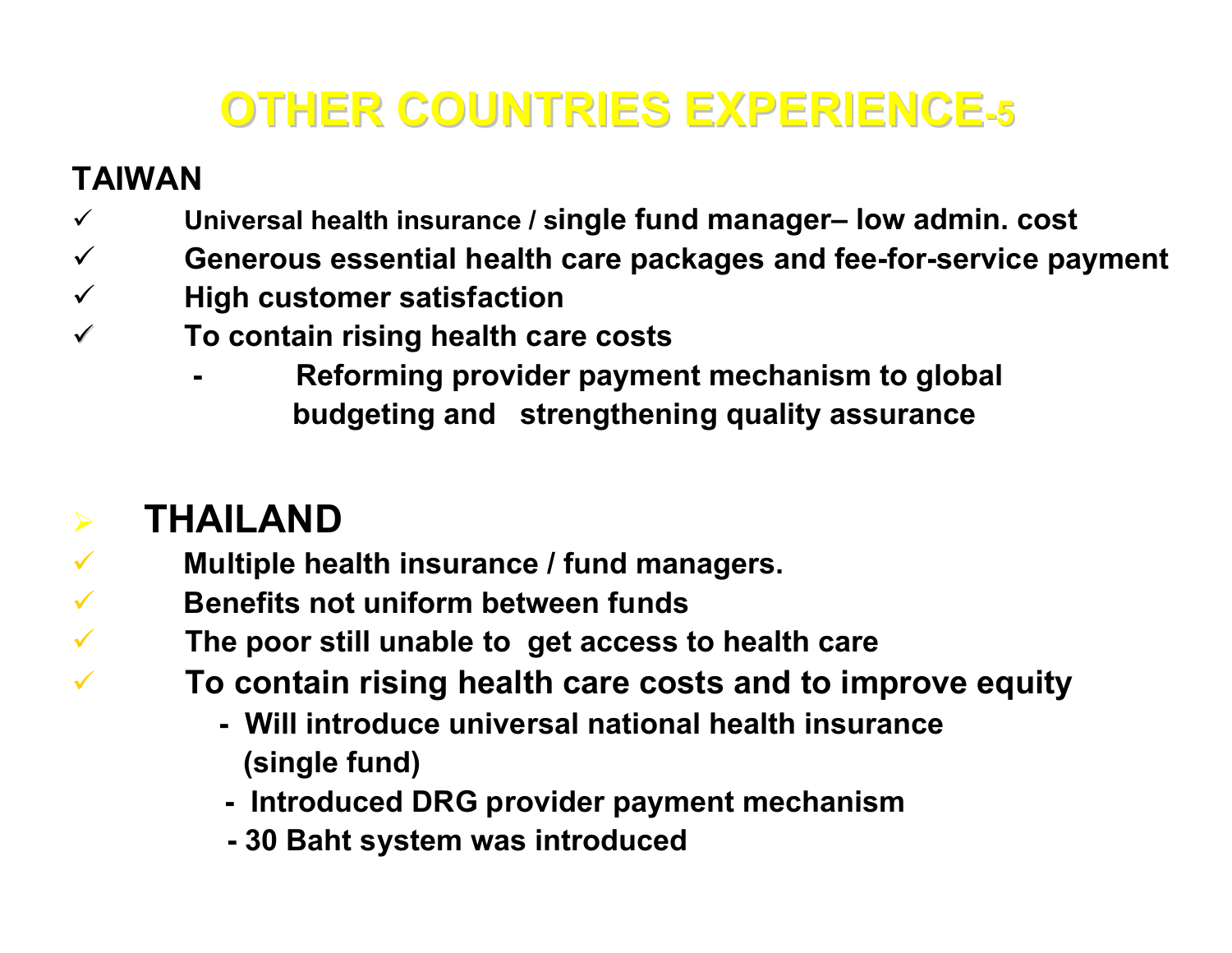# OTHER COUNTRIES EXPERIENCE-5

## TAIWAN

- ✓ Universal health insurance / single fund manager– low admin. cost
- ✓ Generous essential health care packages and fee-for-service payment
- ✓ High customer satisfaction
- ✓ To contain rising health care costs
  - Reforming provider payment mechanism to global budgeting and strengthening quality assurance

## THAILAND

- ✓ Multiple health insurance / fund managers.
- ✓ Benefits not uniform between funds
- ✓ The poor still unable to get access to health care
- ✓ To contain rising health care costs and to improve equity
  - Will introduce universal national health insurance (single fund)
  - Introduced DRG provider payment mechanism
  - 30 Baht system was introduced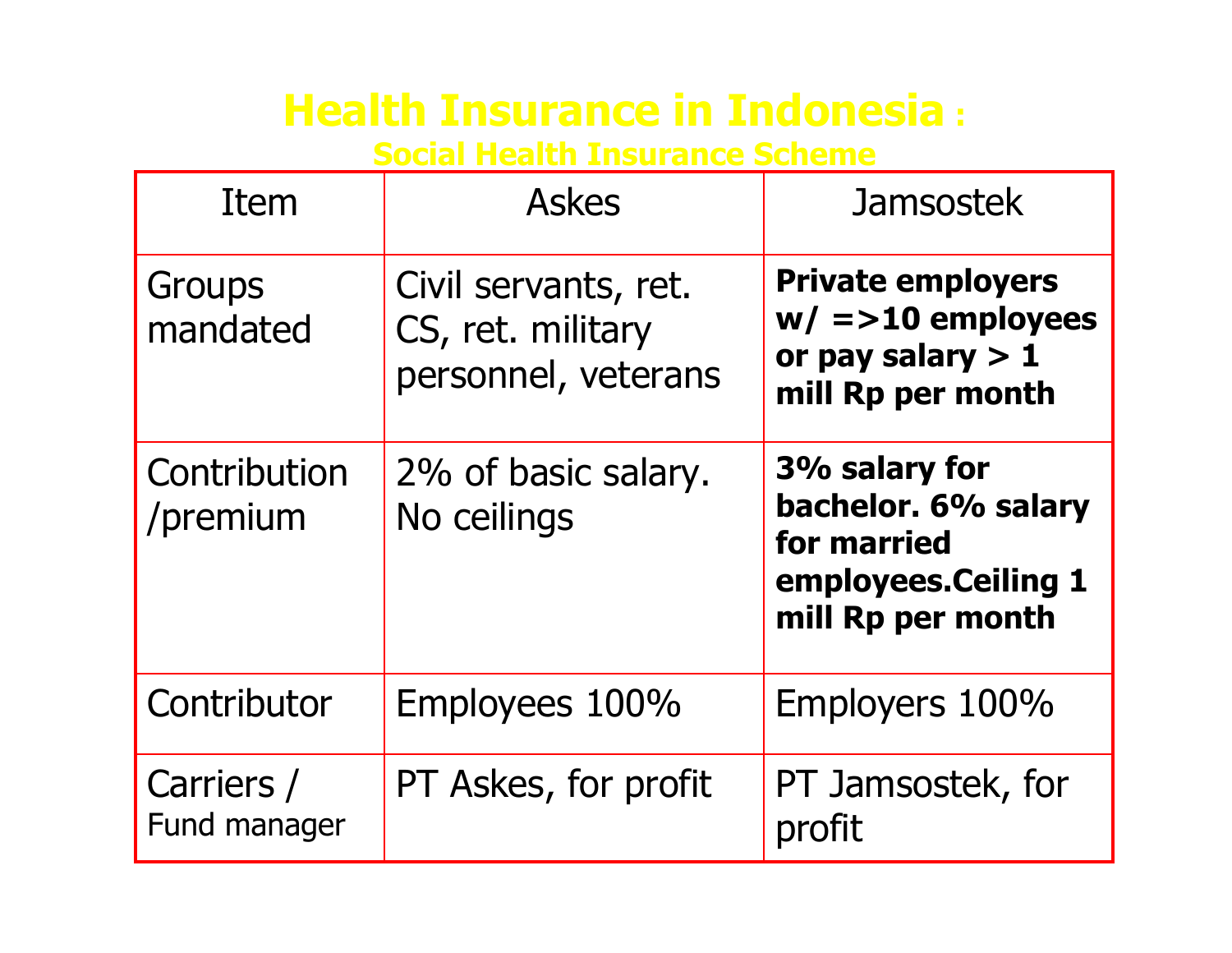# Health Insurance in Indonesia :

## Social Health Insurance Scheme

| Item | Askes | Jamsostek |
|---|---|---|
| Groups mandated | Civil servants, ret. CS, ret. military personnel, veterans | **Private employers w/ =>10 employees or pay salary > 1 mill Rp per month** |
| Contribution /premium | 2% of basic salary. No ceilings | **3% salary for bachelor. 6% salary for married employees.Ceiling 1 mill Rp per month** |
| Contributor | Employees 100% | Employers 100% |
| Carriers / Fund manager | PT Askes, for profit | PT Jamsostek, for profit |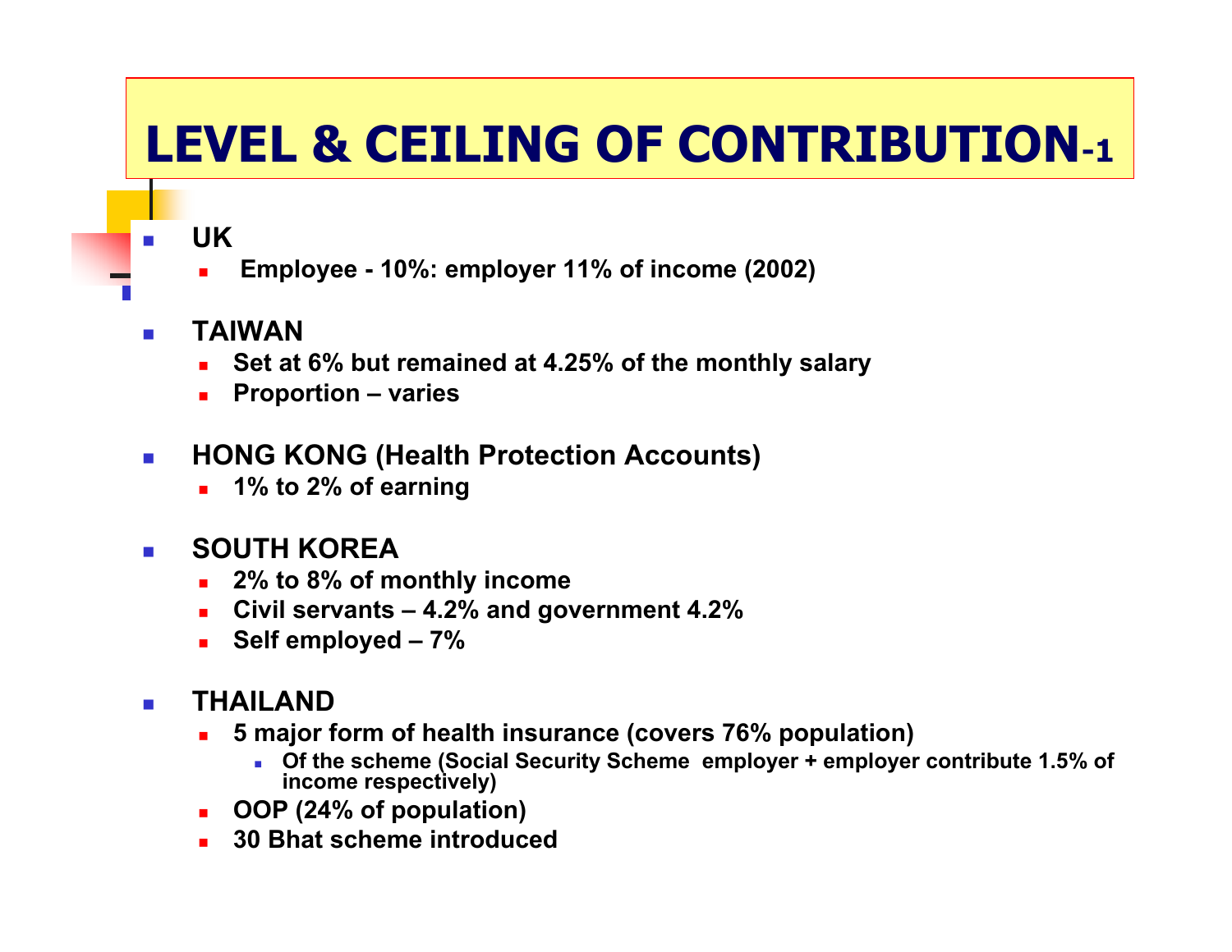# LEVEL & CEILING OF CONTRIBUTION-1

- **UK**
  - **Employee - 10%: employer 11% of income (2002)**

- **TAIWAN**
  - **Set at 6% but remained at 4.25% of the monthly salary**
  - **Proportion – varies**

- **HONG KONG (Health Protection Accounts)**
  - **1% to 2% of earning**

- **SOUTH KOREA**
  - **2% to 8% of monthly income**
  - **Civil servants – 4.2% and government 4.2%**
  - **Self employed – 7%**

- **THAILAND**
  - **5 major form of health insurance (covers 76% population)**
    - **Of the scheme (Social Security Scheme employer + employer contribute 1.5% of income respectively)**
  - **OOP (24% of population)**
  - **30 Bhat scheme introduced**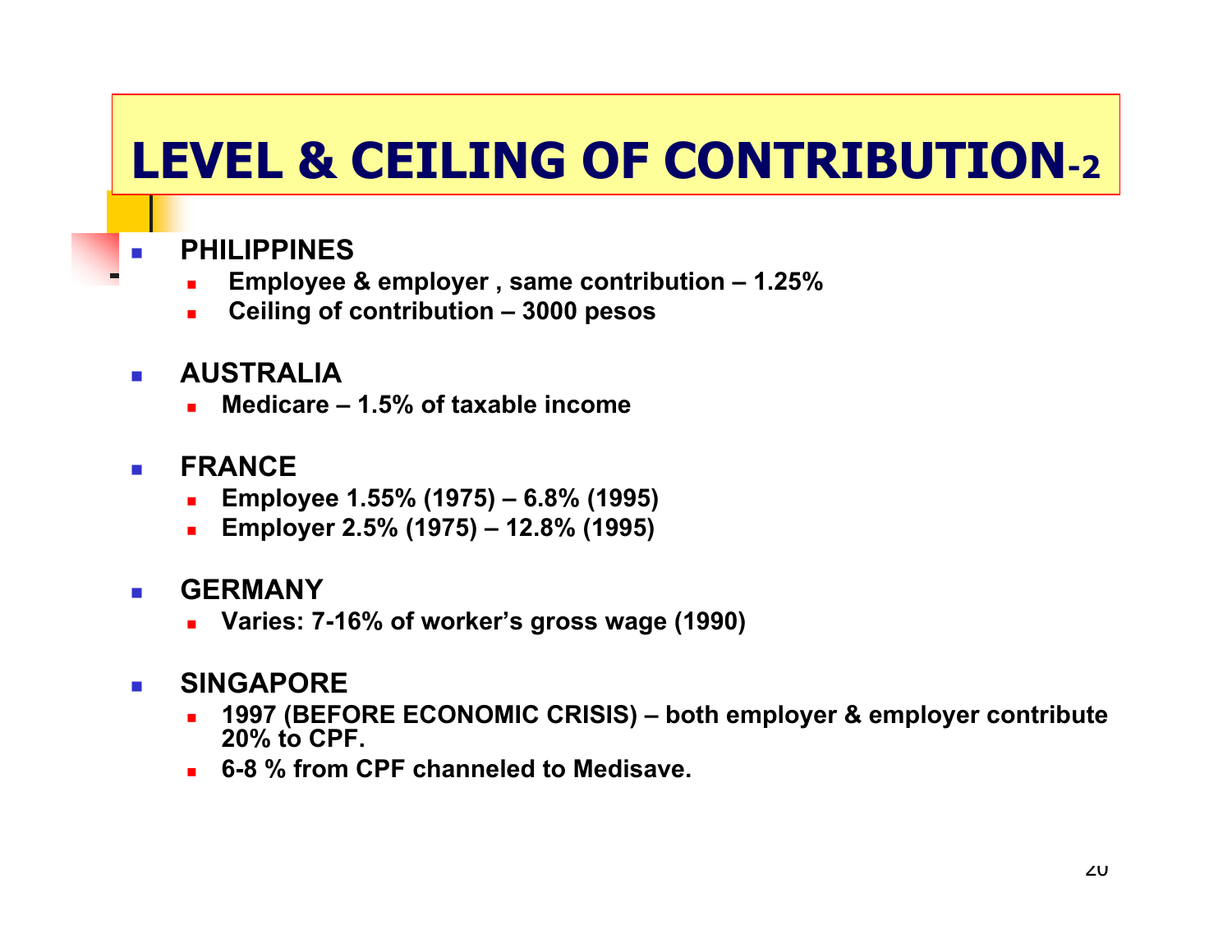# LEVEL & CEILING OF CONTRIBUTION-2

- **PHILIPPINES**
  - **Employee & employer , same contribution – 1.25%**
  - **Ceiling of contribution – 3000 pesos**

- **AUSTRALIA**
  - **Medicare – 1.5% of taxable income**

- **FRANCE**
  - **Employee 1.55% (1975) – 6.8% (1995)**
  - **Employer 2.5% (1975) – 12.8% (1995)**

- **GERMANY**
  - **Varies: 7-16% of worker's gross wage (1990)**

- **SINGAPORE**
  - **1997 (BEFORE ECONOMIC CRISIS) – both employer & employer contribute 20% to CPF.**
  - **6-8 % from CPF channeled to Medisave.**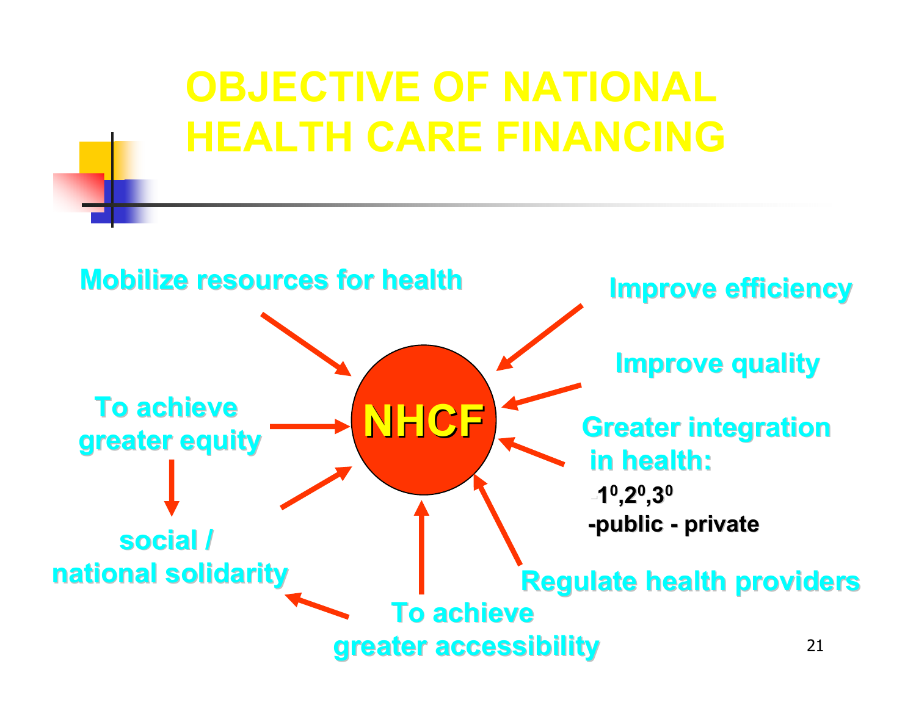# OBJECTIVE OF NATIONAL HEALTH CARE FINANCING

**NHCF**

- Mobilize resources for health
- Improve efficiency
- Improve quality
- Greater integration in health:
  - $1^0, 2^0, 3^0$
  - public - private
- Regulate health providers
- To achieve greater accessibility
- To achieve greater equity
  - social / national solidarity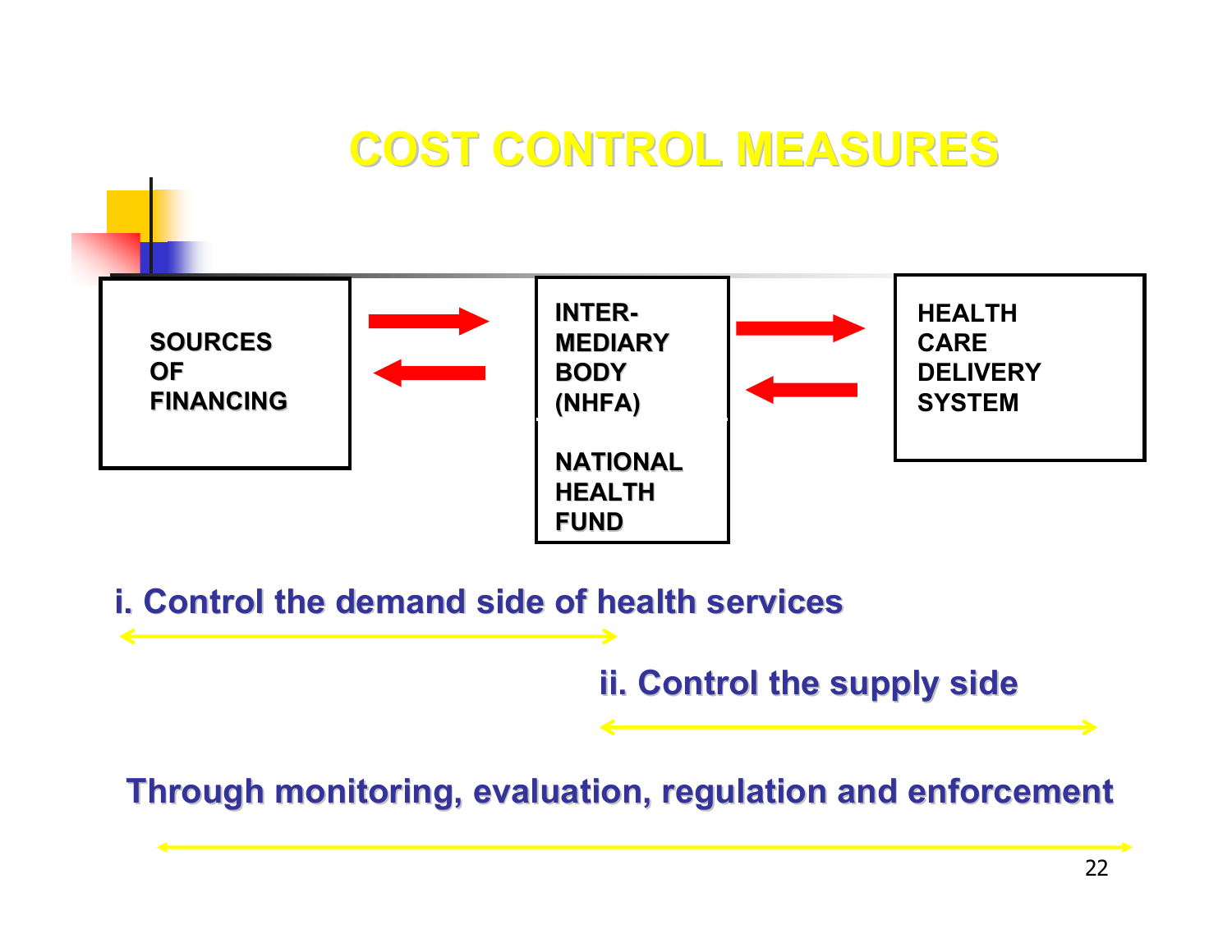# COST CONTROL MEASURES

SOURCES OF FINANCING ⇄ INTER-MEDIARY BODY (NHFA) NATIONAL HEALTH FUND ⇄ HEALTH CARE DELIVERY SYSTEM

**i. Control the demand side of health services**

**ii. Control the supply side**

**Through monitoring, evaluation, regulation and enforcement**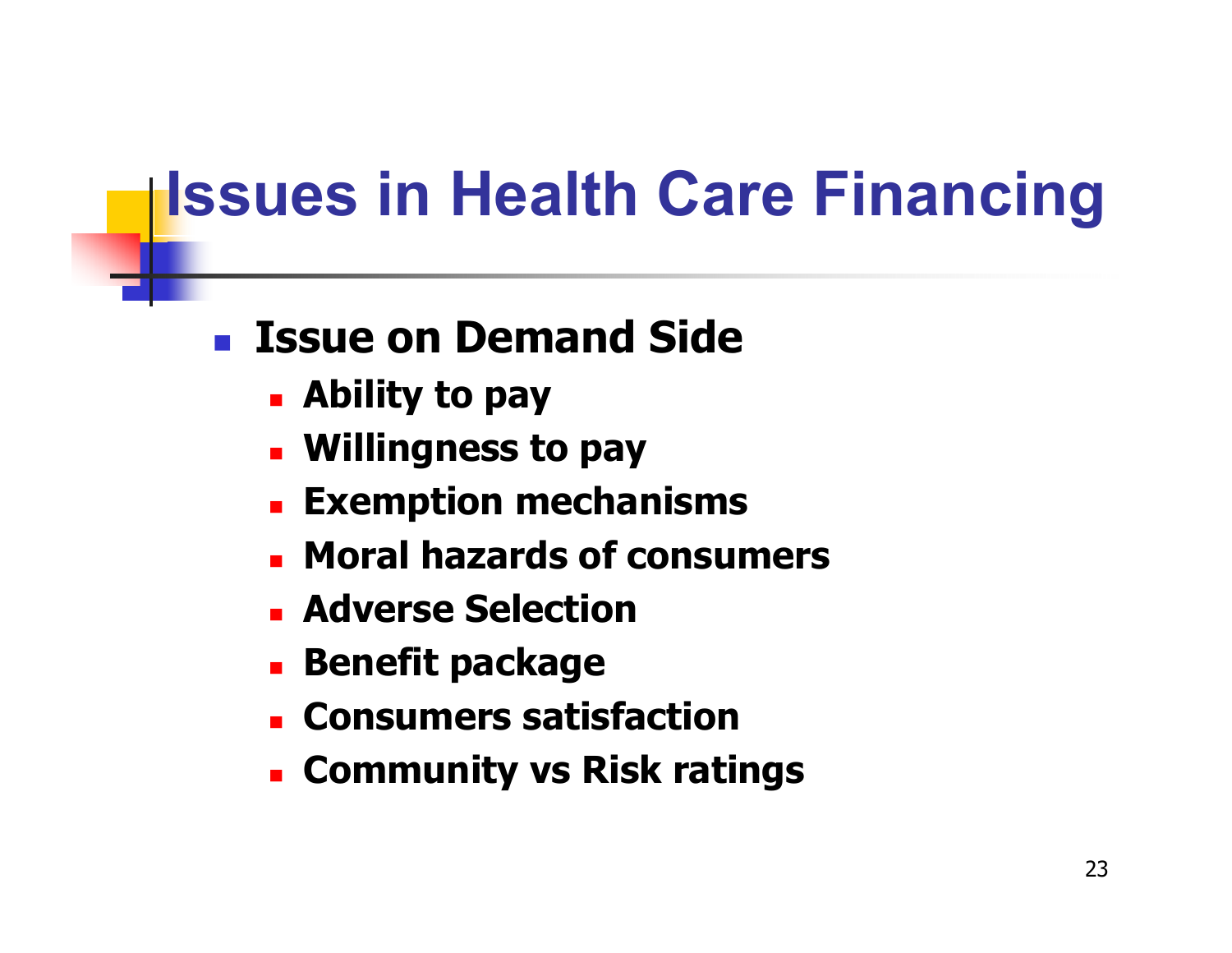# Issues in Health Care Financing

- **Issue on Demand Side**
  - **Ability to pay**
  - **Willingness to pay**
  - **Exemption mechanisms**
  - **Moral hazards of consumers**
  - **Adverse Selection**
  - **Benefit package**
  - **Consumers satisfaction**
  - **Community vs Risk ratings**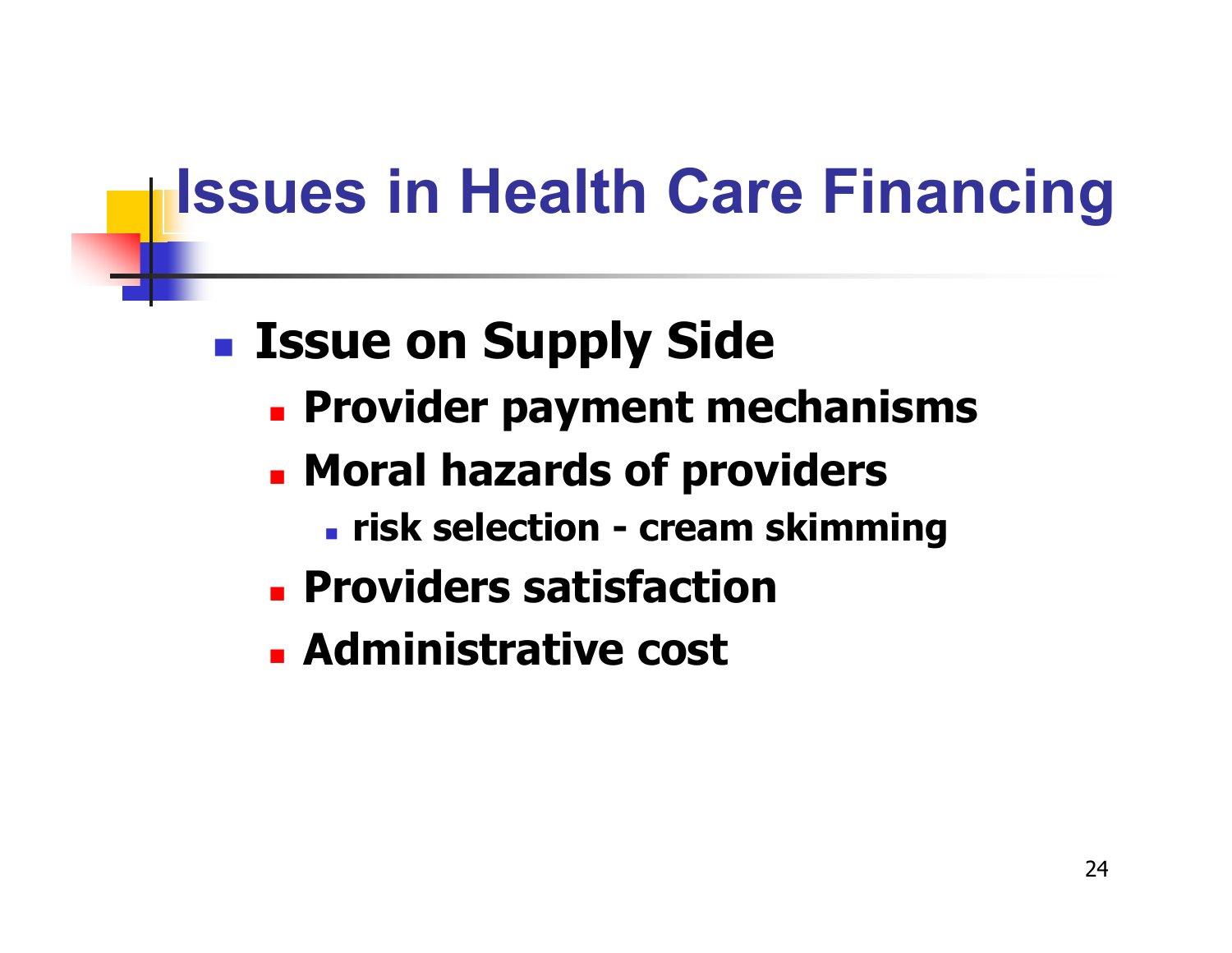# Issues in Health Care Financing

- **Issue on Supply Side**
  - **Provider payment mechanisms**
  - **Moral hazards of providers**
    - **risk selection - cream skimming**
  - **Providers satisfaction**
  - **Administrative cost**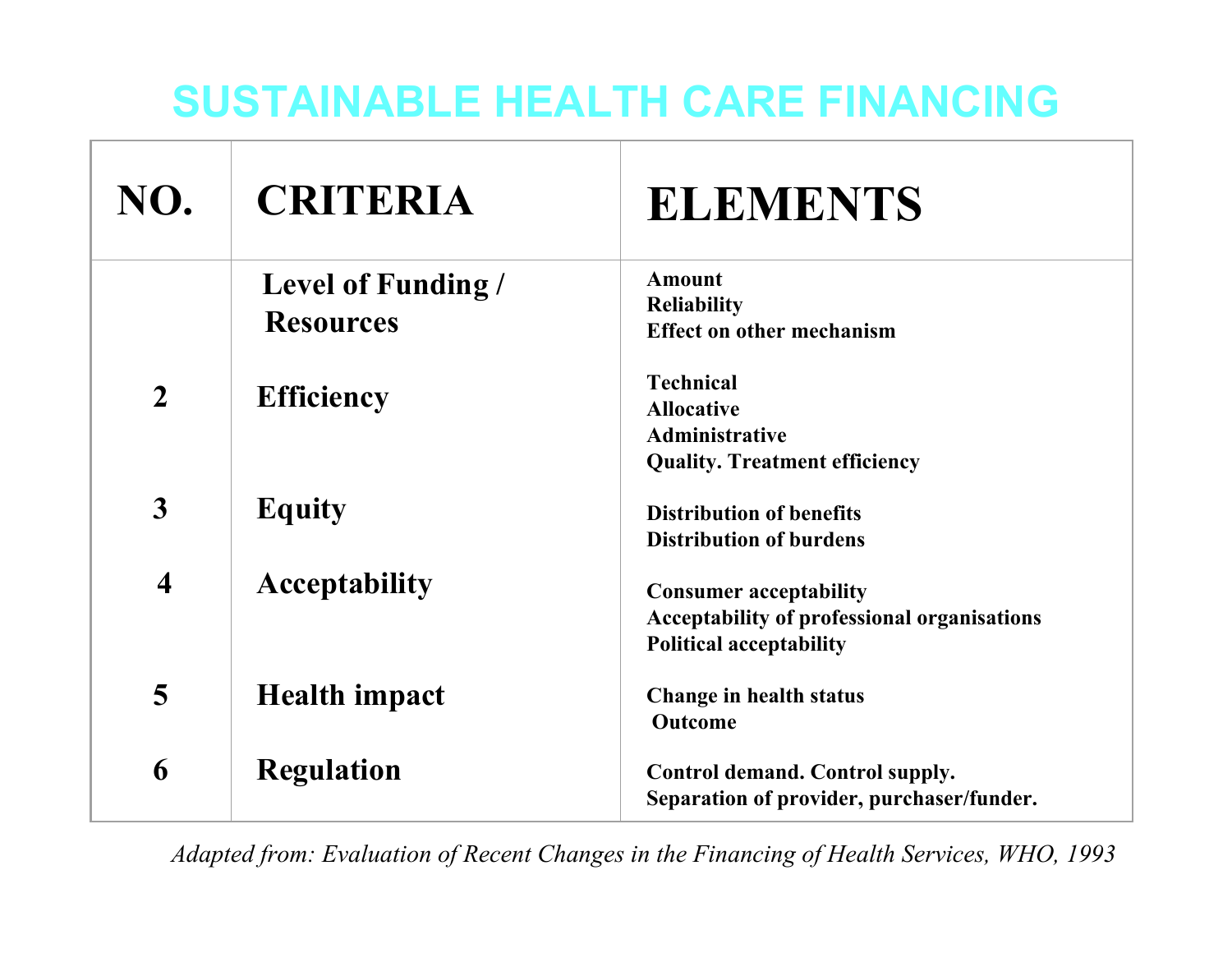# SUSTAINABLE HEALTH CARE FINANCING

| NO. | CRITERIA | ELEMENTS |
|---|---|---|
| | Level of Funding / Resources | Amount<br>Reliability<br>Effect on other mechanism |
| 2 | Efficiency | Technical<br>Allocative<br>Administrative<br>Quality. Treatment efficiency |
| 3 | Equity | Distribution of benefits<br>Distribution of burdens |
| 4 | Acceptability | Consumer acceptability<br>Acceptability of professional organisations<br>Political acceptability |
| 5 | Health impact | Change in health status<br>Outcome |
| 6 | Regulation | Control demand. Control supply.<br>Separation of provider, purchaser/funder. |

*Adapted from: Evaluation of Recent Changes in the Financing of Health Services, WHO, 1993*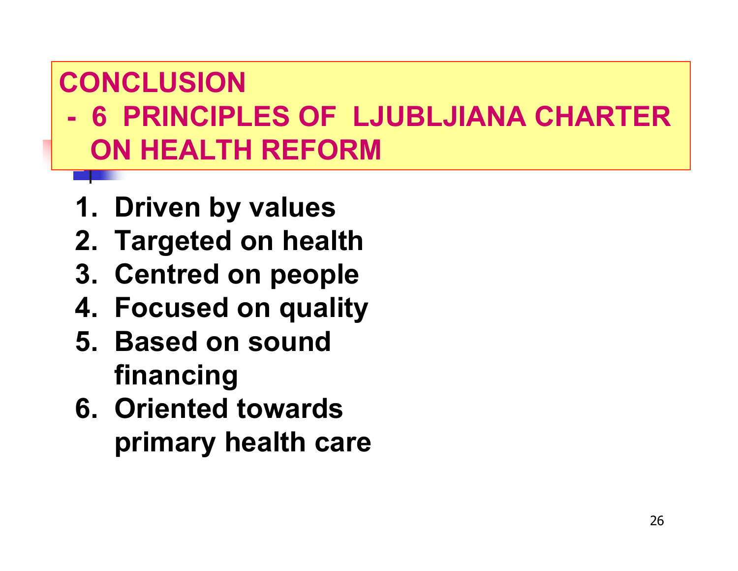## CONCLUSION
## - 6 PRINCIPLES OF LJUBLJIANA CHARTER ON HEALTH REFORM

1. **Driven by values**
2. **Targeted on health**
3. **Centred on people**
4. **Focused on quality**
5. **Based on sound financing**
6. **Oriented towards primary health care**